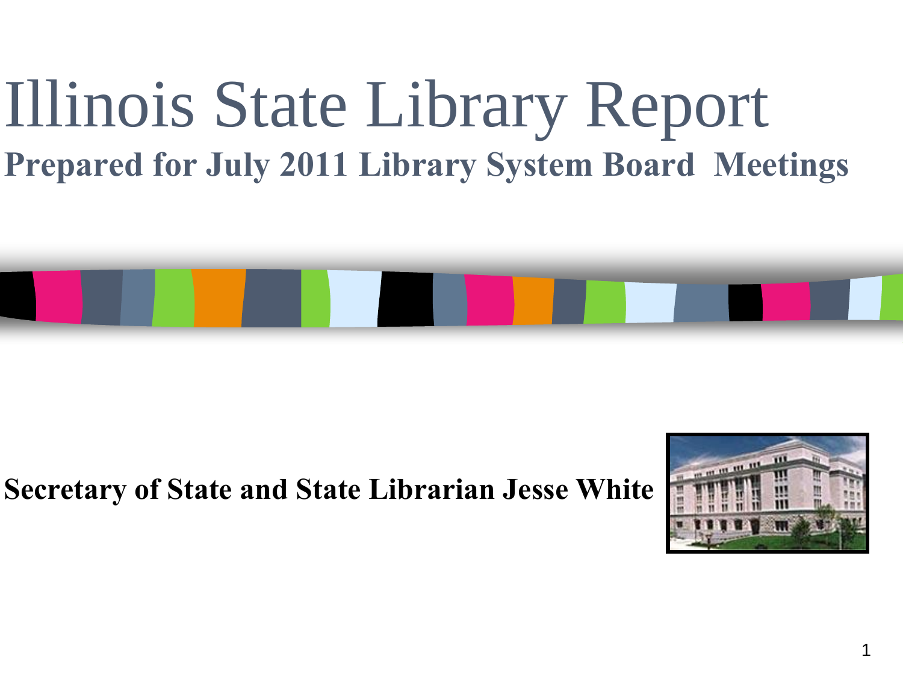# Illinois State Library Report

## Prepared for July 2011 Library System Board Meetings

**Secretary of State and State Librarian Jesse White**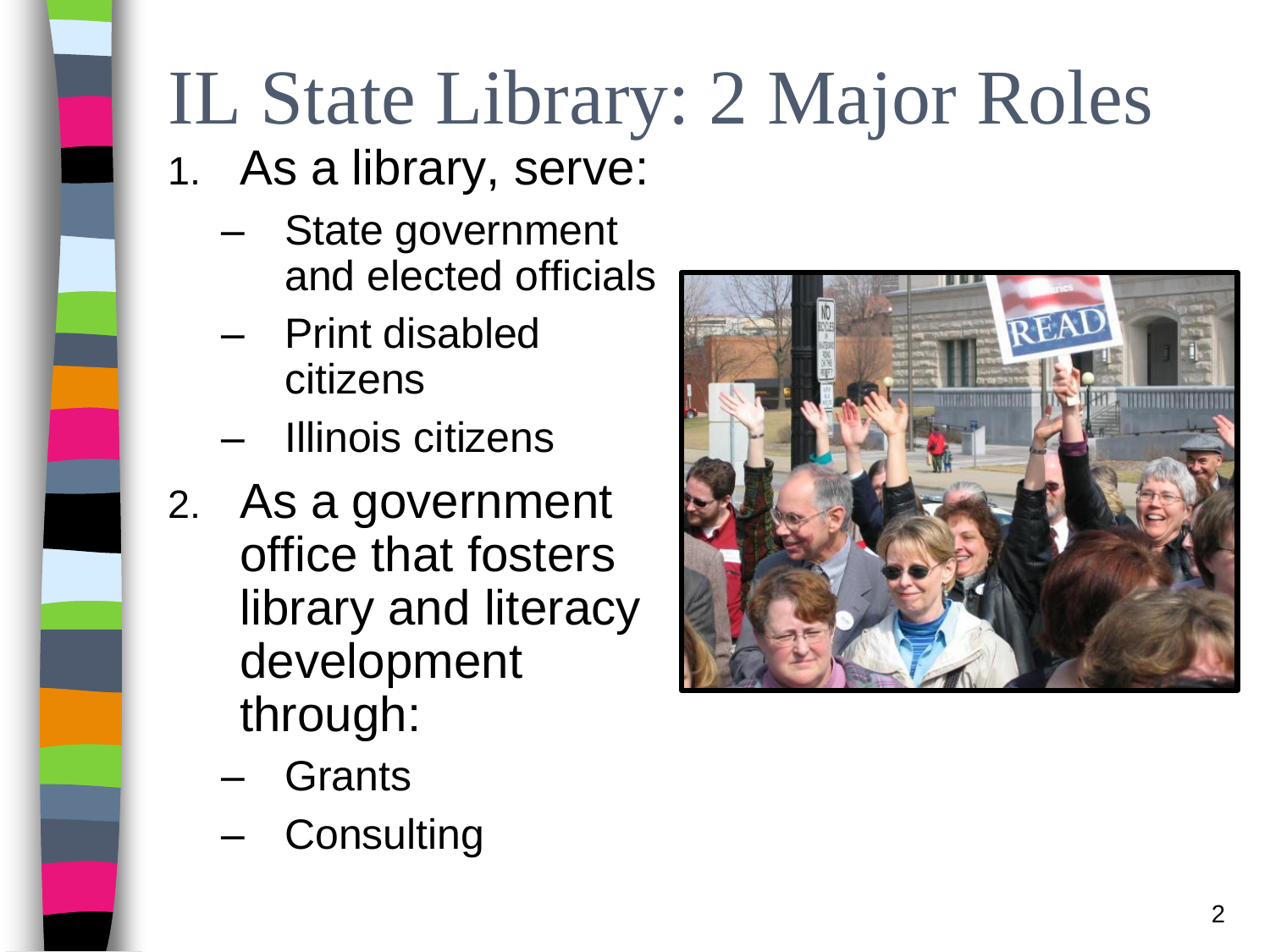# IL State Library: 2 Major Roles

1. As a library, serve:
   - State government and elected officials
   - Print disabled citizens
   - Illinois citizens
2. As a government office that fosters library and literacy development through:
   - Grants
   - Consulting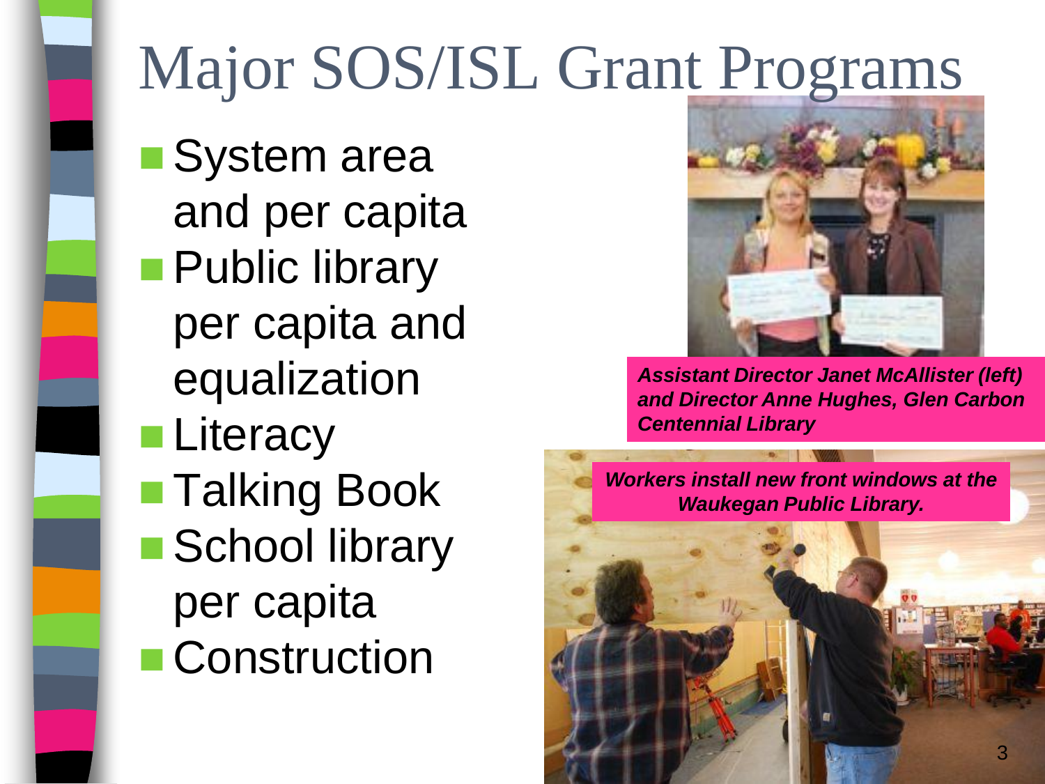# Major SOS/ISL Grant Programs

- System area and per capita
- Public library per capita and equalization
- Literacy
- Talking Book
- School library per capita
- Construction

***Assistant Director Janet McAllister (left) and Director Anne Hughes, Glen Carbon Centennial Library***

***Workers install new front windows at the Waukegan Public Library.***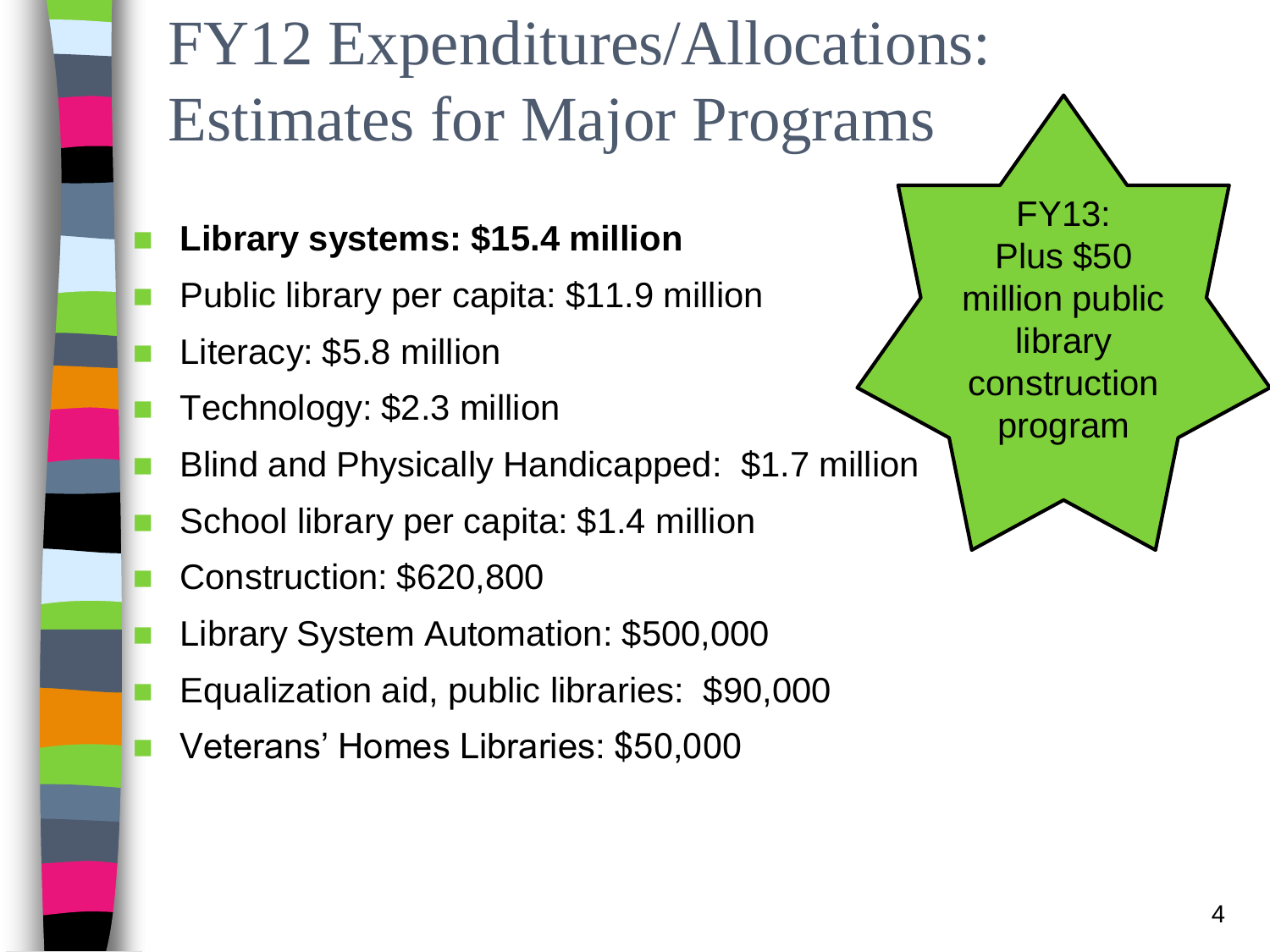# FY12 Expenditures/Allocations: Estimates for Major Programs

- **Library systems: $15.4 million**
- Public library per capita: $11.9 million
- Literacy: $5.8 million
- Technology: $2.3 million
- Blind and Physically Handicapped: $1.7 million
- School library per capita: $1.4 million
- Construction: $620,800
- Library System Automation: $500,000
- Equalization aid, public libraries: $90,000
- Veterans' Homes Libraries: $50,000

FY13: Plus $50 million public library construction program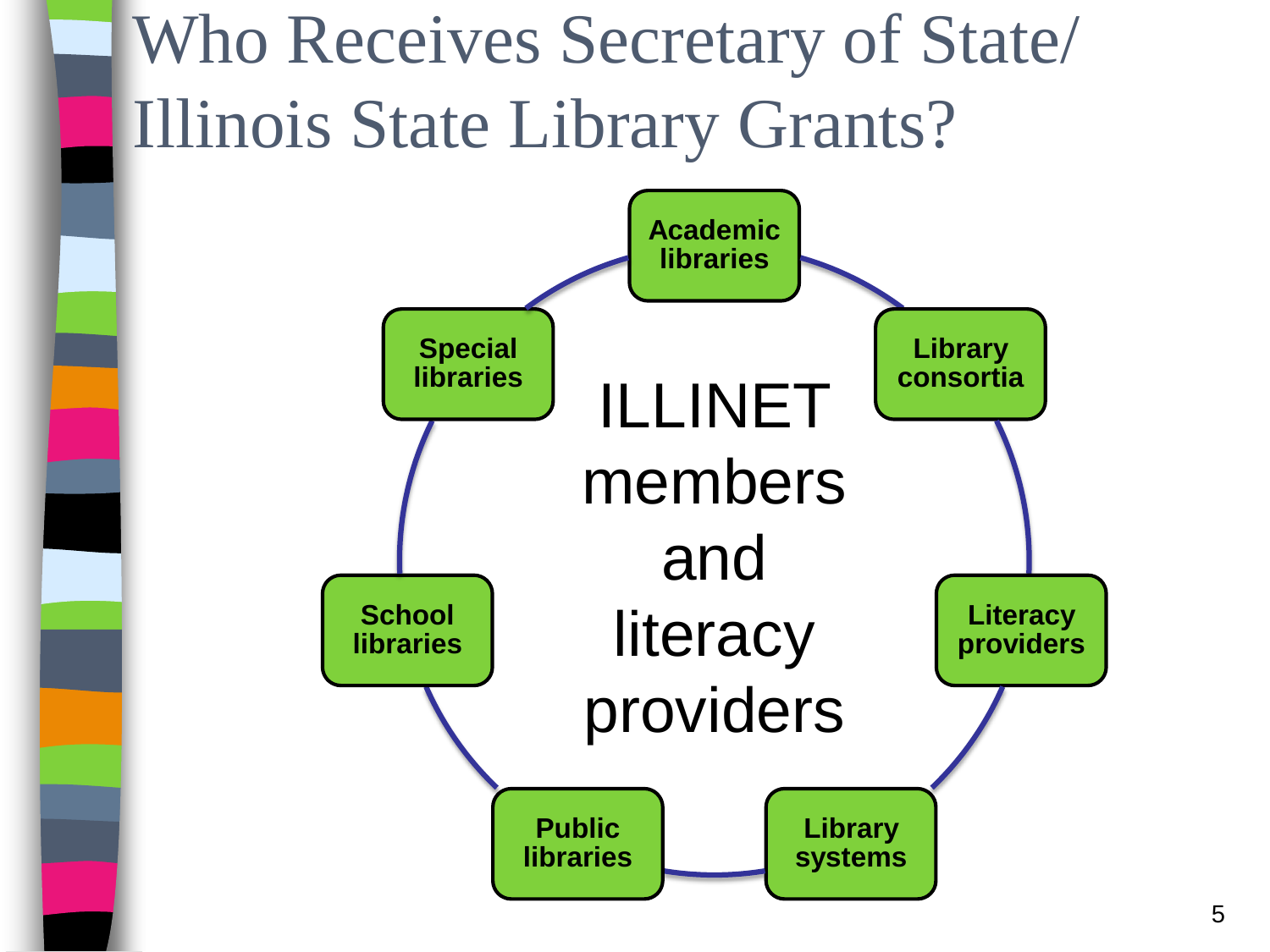# Who Receives Secretary of State/ Illinois State Library Grants?

ILLINET members and literacy providers

- Academic libraries
- Library consortia
- Literacy providers
- Library systems
- Public libraries
- School libraries
- Special libraries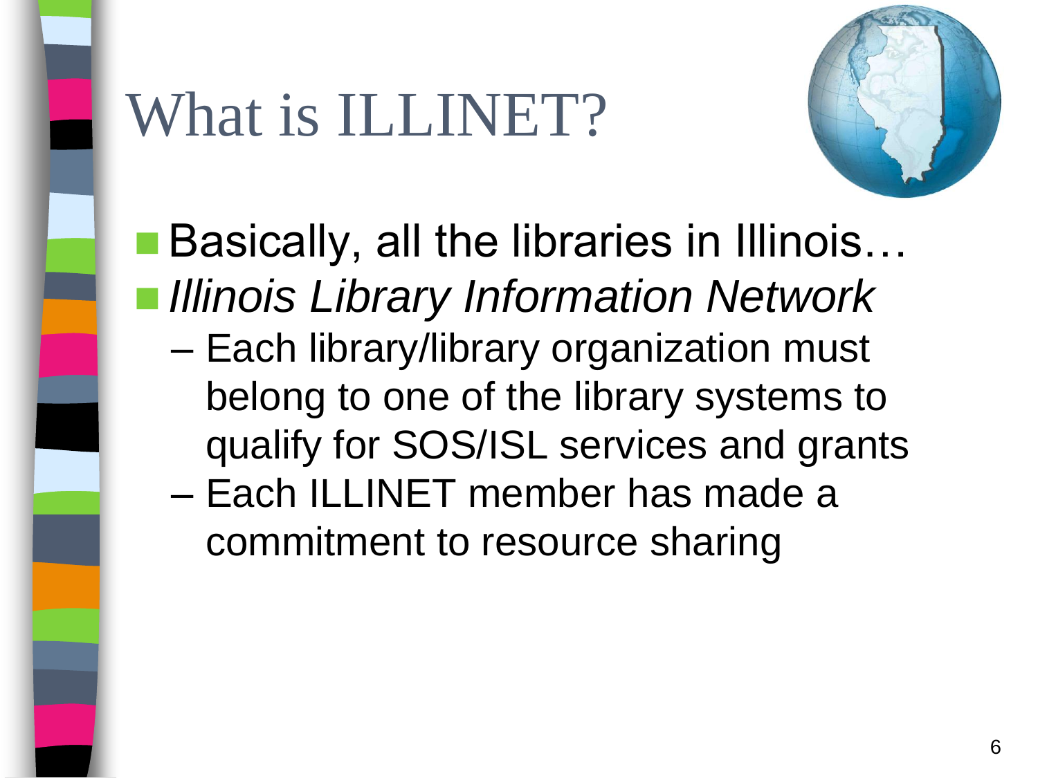# What is ILLINET?

- Basically, all the libraries in Illinois…
- *Illinois Library Information Network*
  - Each library/library organization must belong to one of the library systems to qualify for SOS/ISL services and grants
  - Each ILLINET member has made a commitment to resource sharing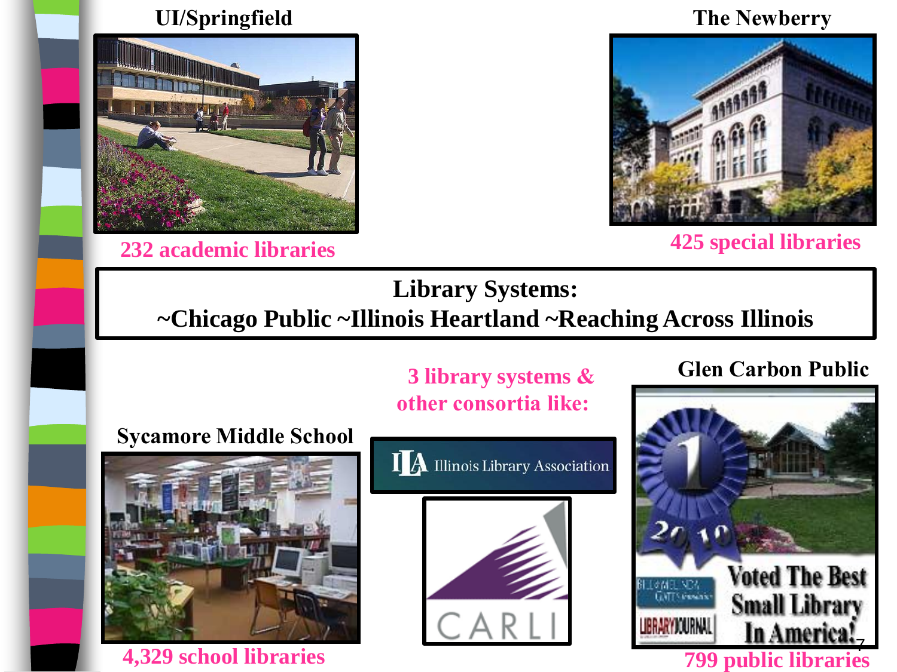UI/Springfield

232 academic libraries

The Newberry

425 special libraries

**Library Systems:**
**~Chicago Public ~Illinois Heartland ~Reaching Across Illinois**

3 library systems & other consortia like:

Illinois Library Association

CARLI

Sycamore Middle School

4,329 school libraries

Glen Carbon Public

2010 Voted The Best Small Library In America!

799 public libraries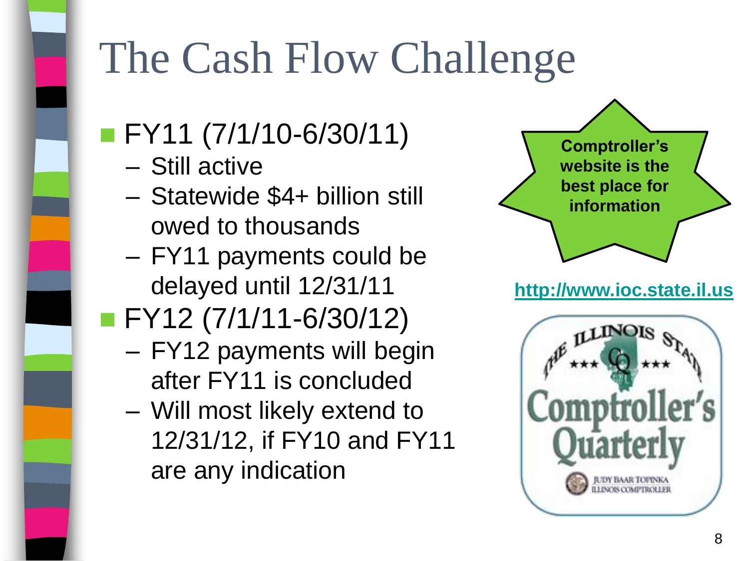# The Cash Flow Challenge

- FY11 (7/1/10-6/30/11)
  - Still active
  - Statewide $4+ billion still owed to thousands
  - FY11 payments could be delayed until 12/31/11
- FY12 (7/1/11-6/30/12)
  - FY12 payments will begin after FY11 is concluded
  - Will most likely extend to 12/31/12, if FY10 and FY11 are any indication

**Comptroller's website is the best place for information**

http://www.ioc.state.il.us

The Illinois State Comptroller's Quarterly

Judy Baar Topinka
Illinois Comptroller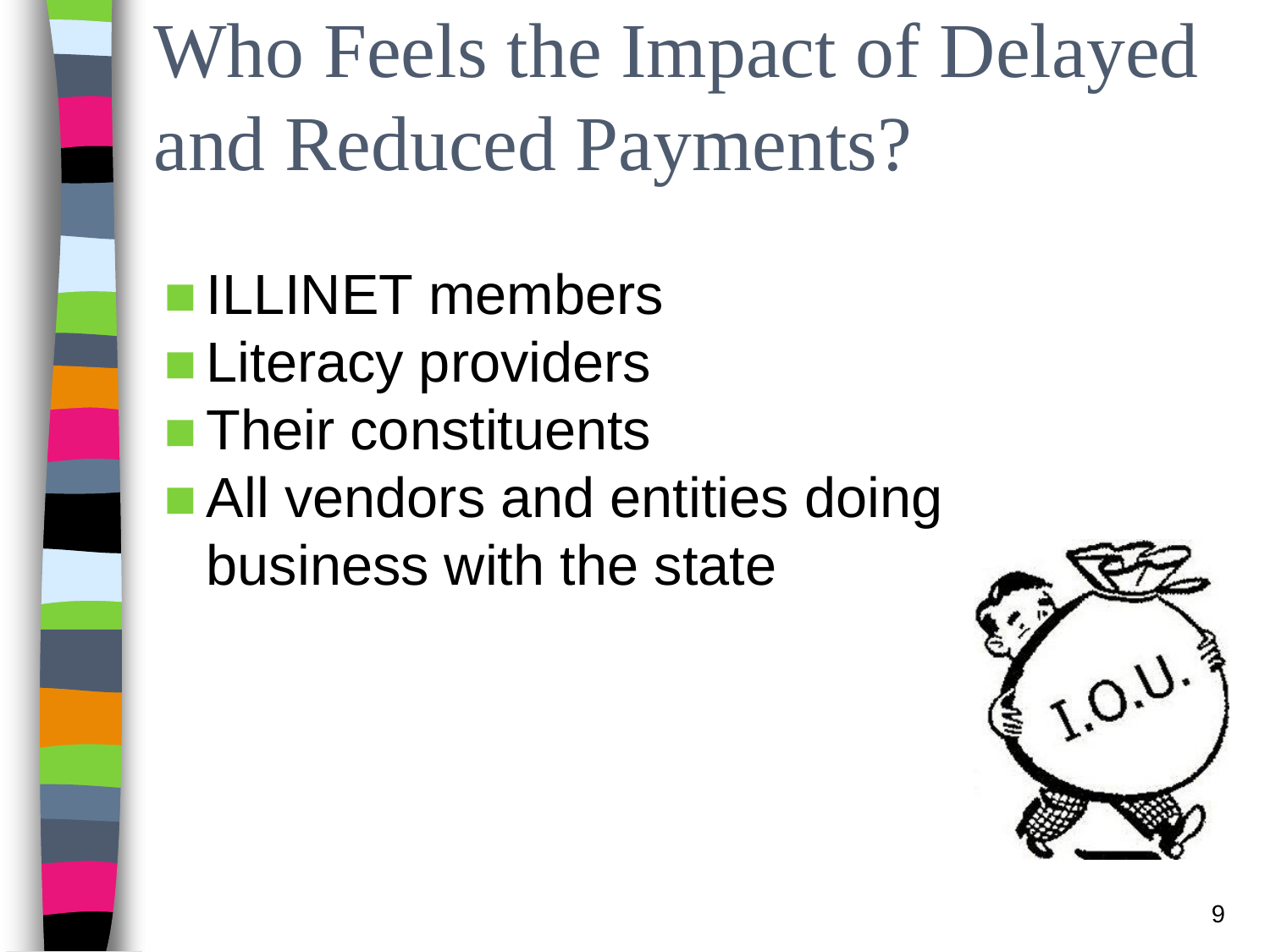# Who Feels the Impact of Delayed and Reduced Payments?

- ILLINET members
- Literacy providers
- Their constituents
- All vendors and entities doing business with the state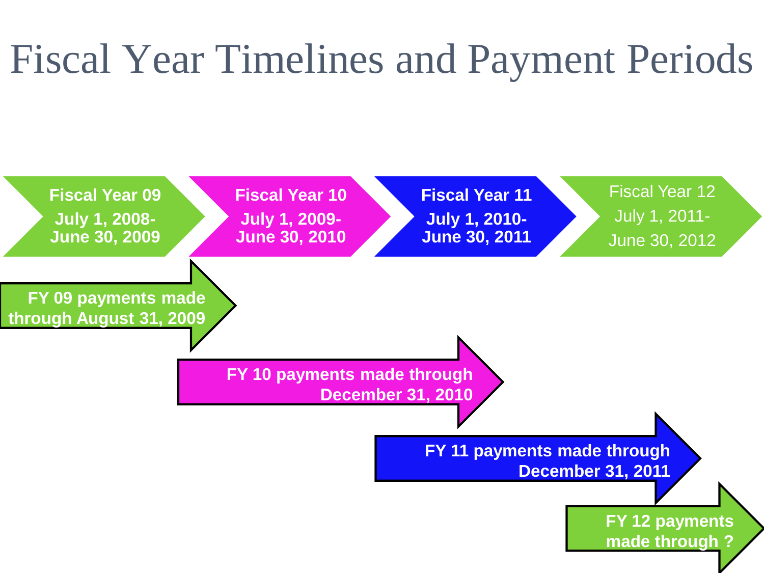# Fiscal Year Timelines and Payment Periods

**Fiscal Year 09**
**July 1, 2008- June 30, 2009**

**Fiscal Year 10**
**July 1, 2009- June 30, 2010**

**Fiscal Year 11**
**July 1, 2010- June 30, 2011**

Fiscal Year 12
July 1, 2011- June 30, 2012

**FY 09 payments made through August 31, 2009**

**FY 10 payments made through December 31, 2010**

**FY 11 payments made through December 31, 2011**

**FY 12 payments made through ?**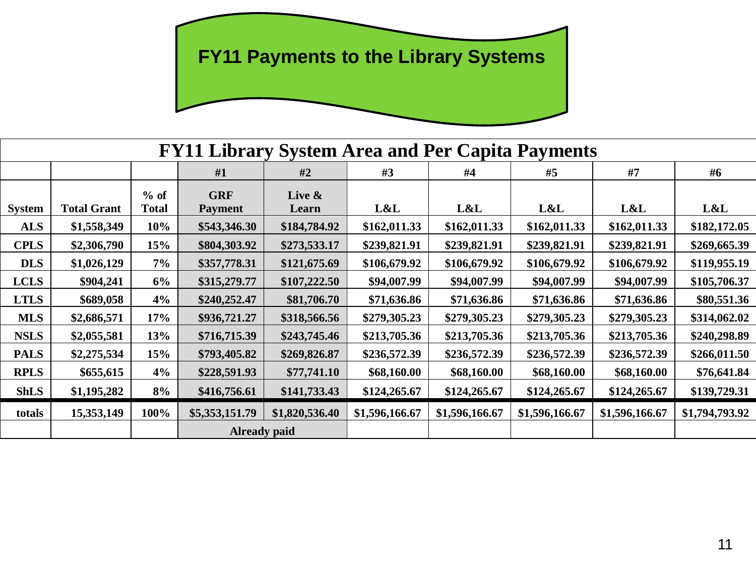# FY11 Payments to the Library Systems

## FY11 Library System Area and Per Capita Payments

| | | | #1 | #2 | #3 | #4 | #5 | #7 | #6 |
|---|---|---|---|---|---|---|---|---|---|
| **System** | **Total Grant** | **% of Total** | **GRF Payment** | **Live & Learn** | **L&L** | **L&L** | **L&L** | **L&L** | **L&L** |
| **ALS** | $1,558,349 | 10% | $543,346.30 | $184,784.92 | $162,011.33 | $162,011.33 | $162,011.33 | $162,011.33 | $182,172.05 |
| **CPLS** | $2,306,790 | 15% | $804,303.92 | $273,533.17 | $239,821.91 | $239,821.91 | $239,821.91 | $239,821.91 | $269,665.39 |
| **DLS** | $1,026,129 | 7% | $357,778.31 | $121,675.69 | $106,679.92 | $106,679.92 | $106,679.92 | $106,679.92 | $119,955.19 |
| **LCLS** | $904,241 | 6% | $315,279.77 | $107,222.50 | $94,007.99 | $94,007.99 | $94,007.99 | $94,007.99 | $105,706.37 |
| **LTLS** | $689,058 | 4% | $240,252.47 | $81,706.70 | $71,636.86 | $71,636.86 | $71,636.86 | $71,636.86 | $80,551.36 |
| **MLS** | $2,686,571 | 17% | $936,721.27 | $318,566.56 | $279,305.23 | $279,305.23 | $279,305.23 | $279,305.23 | $314,062.02 |
| **NSLS** | $2,055,581 | 13% | $716,715.39 | $243,745.46 | $213,705.36 | $213,705.36 | $213,705.36 | $213,705.36 | $240,298.89 |
| **PALS** | $2,275,534 | 15% | $793,405.82 | $269,826.87 | $236,572.39 | $236,572.39 | $236,572.39 | $236,572.39 | $266,011.50 |
| **RPLS** | $655,615 | 4% | $228,591.93 | $77,741.10 | $68,160.00 | $68,160.00 | $68,160.00 | $68,160.00 | $76,641.84 |
| **ShLS** | $1,195,282 | 8% | $416,756.61 | $141,733.43 | $124,265.67 | $124,265.67 | $124,265.67 | $124,265.67 | $139,729.31 |
| **totals** | 15,353,149 | 100% | $5,353,151.79 | $1,820,536.40 | $1,596,166.67 | $1,596,166.67 | $1,596,166.67 | $1,596,166.67 | $1,794,793.92 |
| | | | Already paid | | | | | | |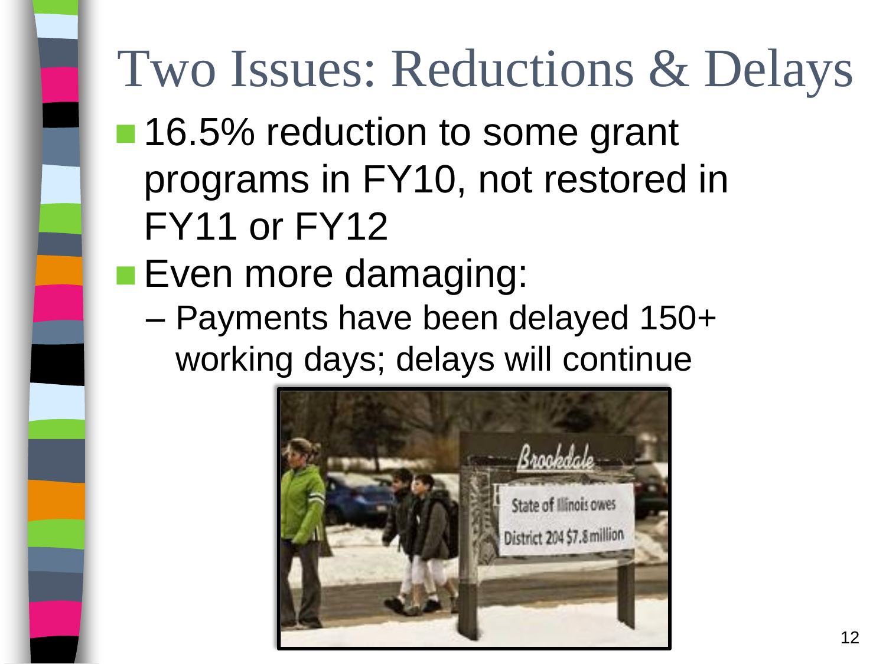# Two Issues: Reductions & Delays

- 16.5% reduction to some grant programs in FY10, not restored in FY11 or FY12
- Even more damaging:
  - Payments have been delayed 150+ working days; delays will continue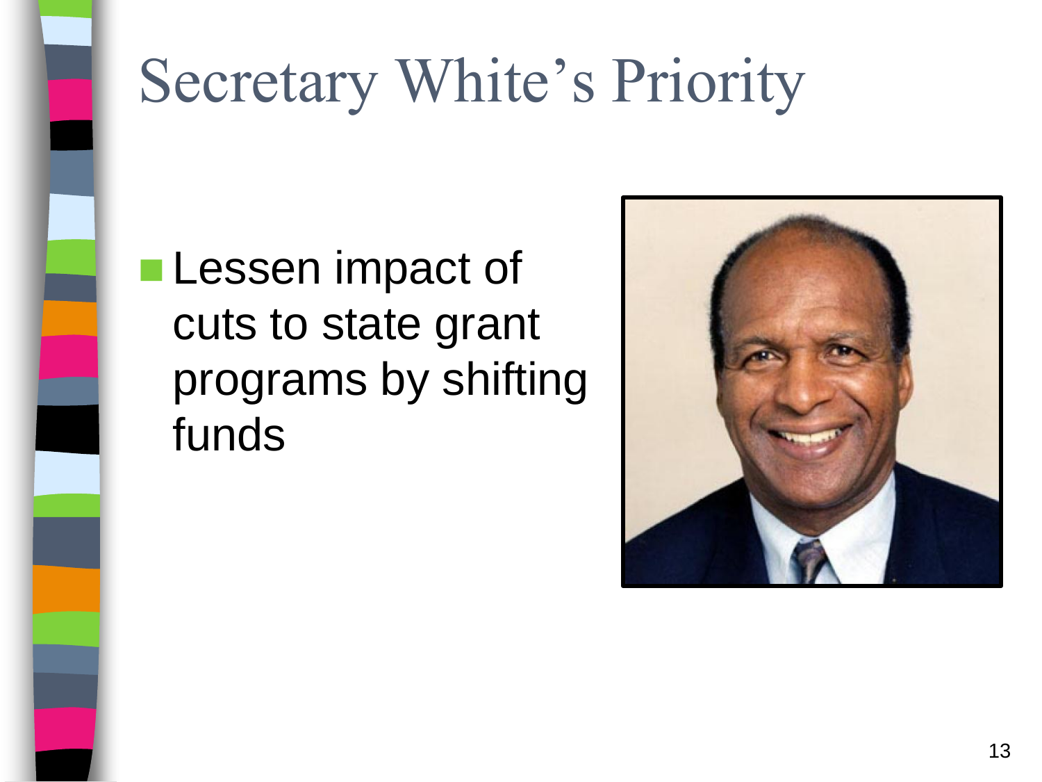# Secretary White's Priority

- Lessen impact of cuts to state grant programs by shifting funds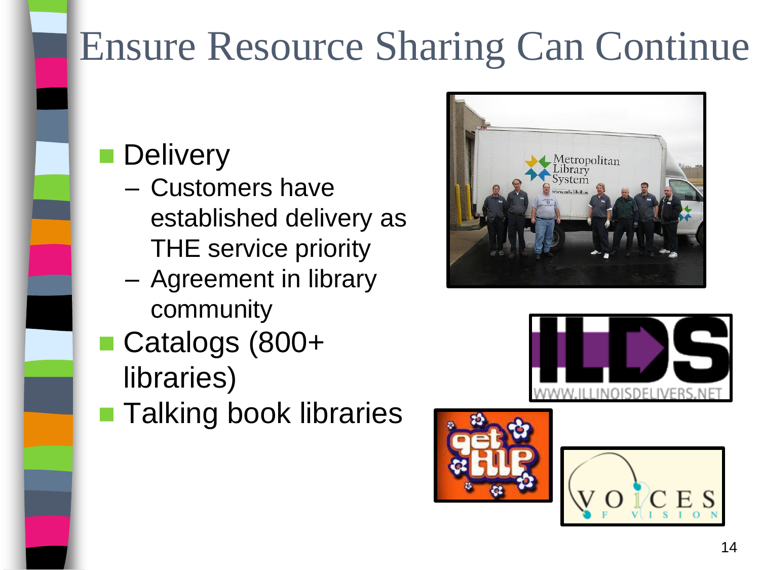# Ensure Resource Sharing Can Continue

- Delivery
  - Customers have established delivery as THE service priority
  - Agreement in library community
- Catalogs (800+ libraries)
- Talking book libraries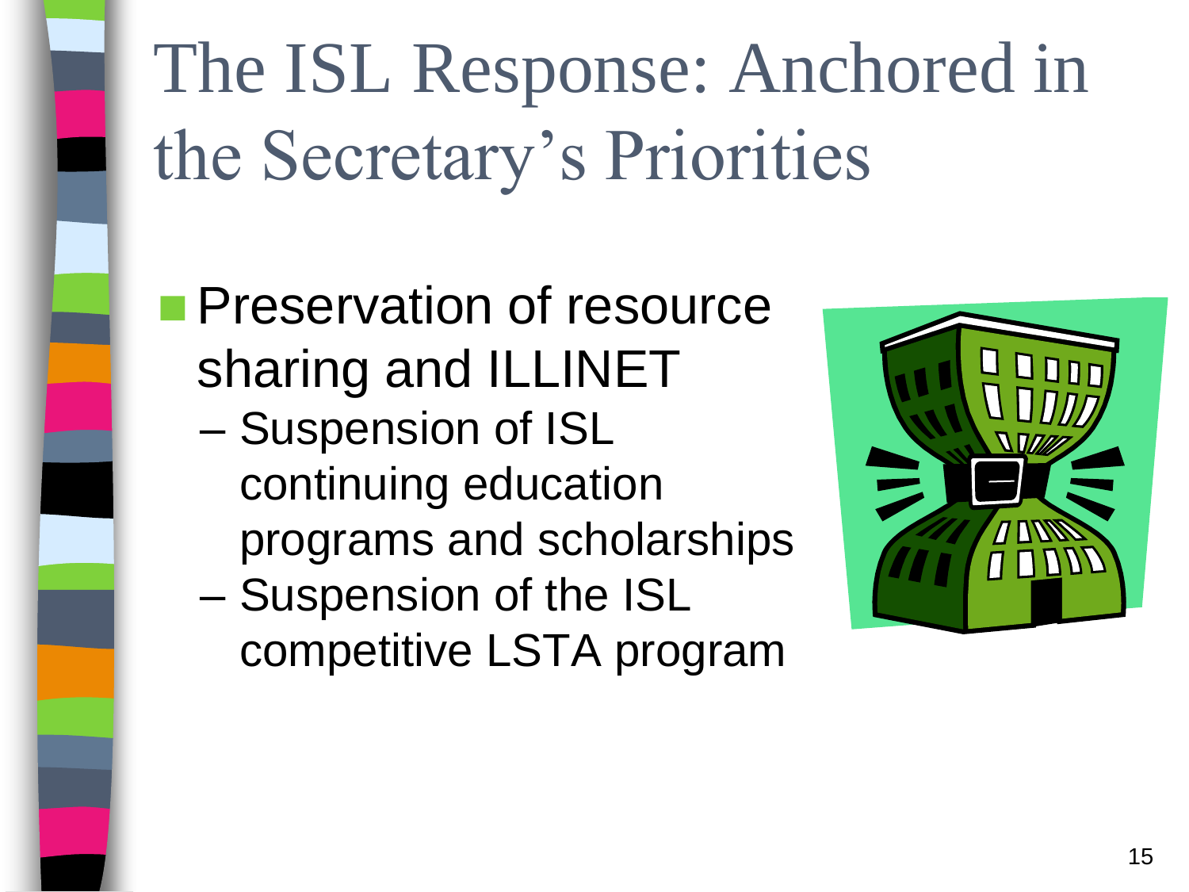# The ISL Response: Anchored in the Secretary's Priorities

- Preservation of resource sharing and ILLINET
  - Suspension of ISL continuing education programs and scholarships
  - Suspension of the ISL competitive LSTA program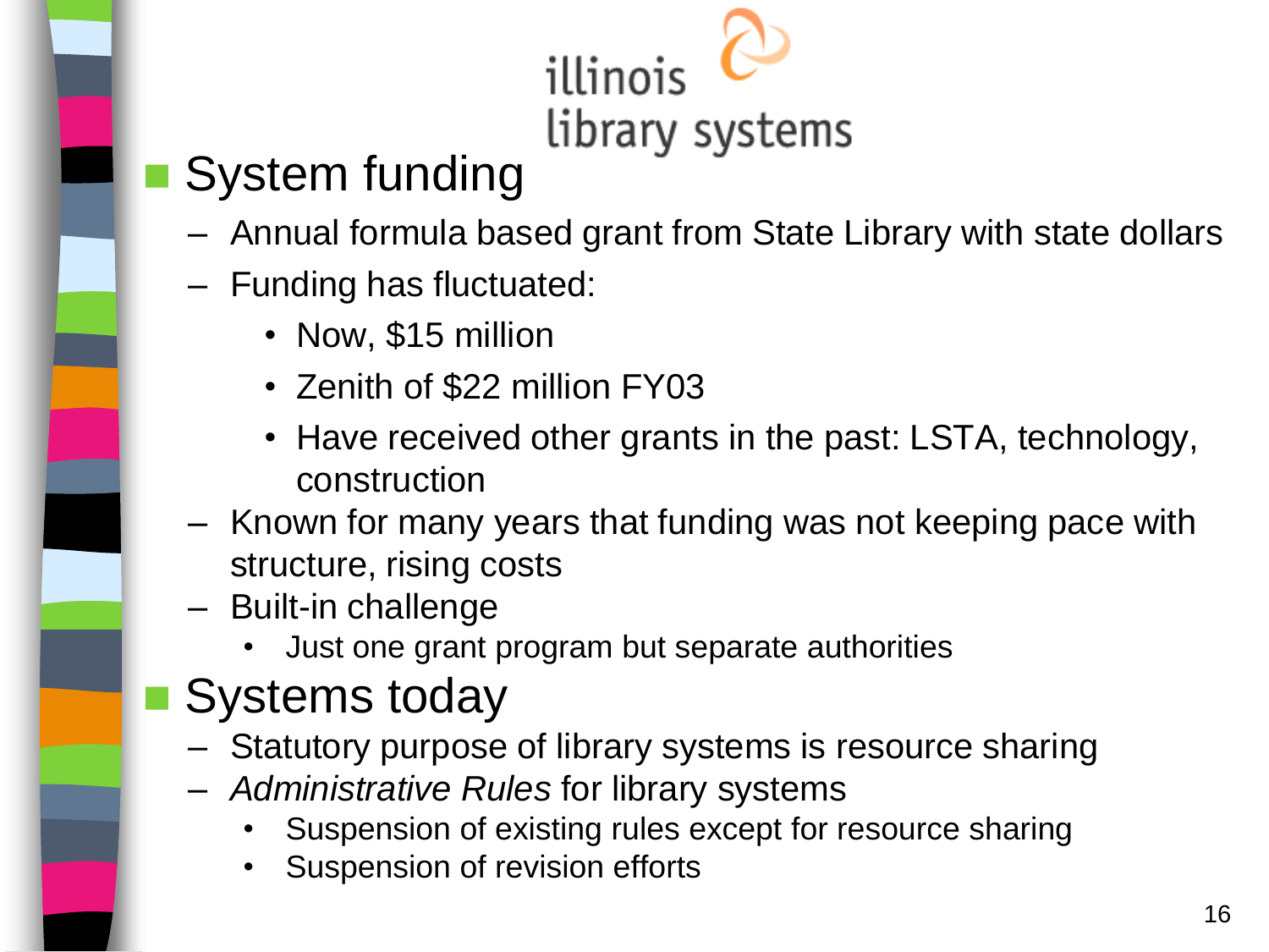illinois library systems

- System funding
  - Annual formula based grant from State Library with state dollars
  - Funding has fluctuated:
    - Now, $15 million
    - Zenith of $22 million FY03
    - Have received other grants in the past: LSTA, technology, construction
  - Known for many years that funding was not keeping pace with structure, rising costs
  - Built-in challenge
    - Just one grant program but separate authorities
- Systems today
  - Statutory purpose of library systems is resource sharing
  - *Administrative Rules* for library systems
    - Suspension of existing rules except for resource sharing
    - Suspension of revision efforts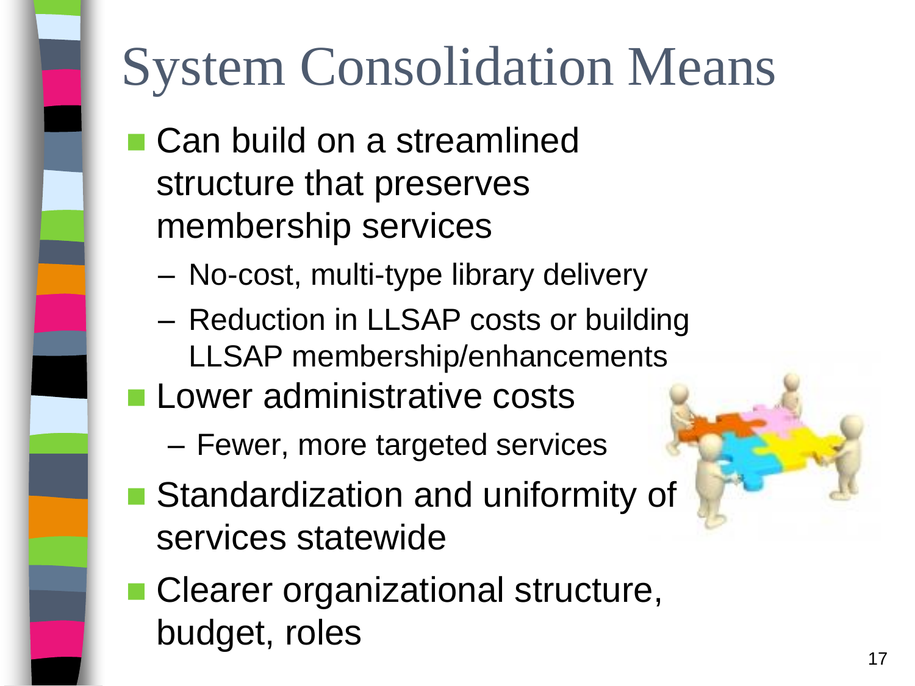# System Consolidation Means

- Can build on a streamlined structure that preserves membership services
  - No-cost, multi-type library delivery
  - Reduction in LLSAP costs or building LLSAP membership/enhancements
- Lower administrative costs
  - Fewer, more targeted services
- Standardization and uniformity of services statewide
- Clearer organizational structure, budget, roles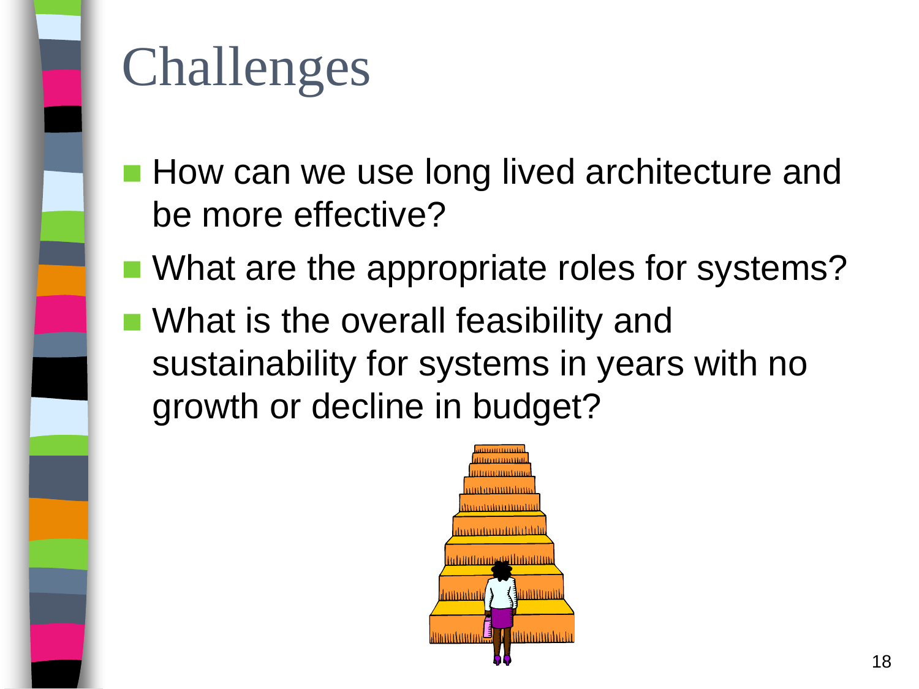# Challenges

- How can we use long lived architecture and be more effective?
- What are the appropriate roles for systems?
- What is the overall feasibility and sustainability for systems in years with no growth or decline in budget?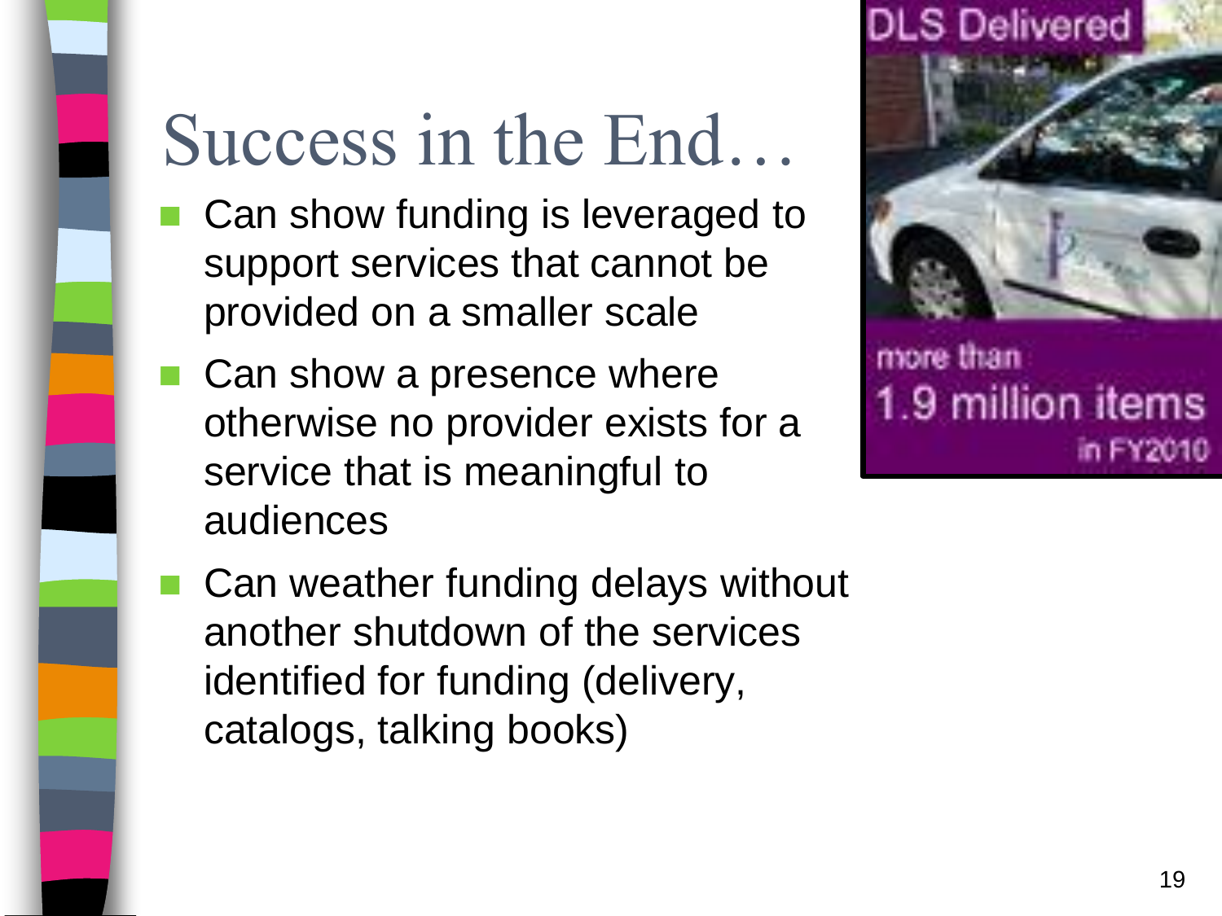# Success in the End…

- Can show funding is leveraged to support services that cannot be provided on a smaller scale
- Can show a presence where otherwise no provider exists for a service that is meaningful to audiences
- Can weather funding delays without another shutdown of the services identified for funding (delivery, catalogs, talking books)

DLS Delivered

more than 1.9 million items in FY2010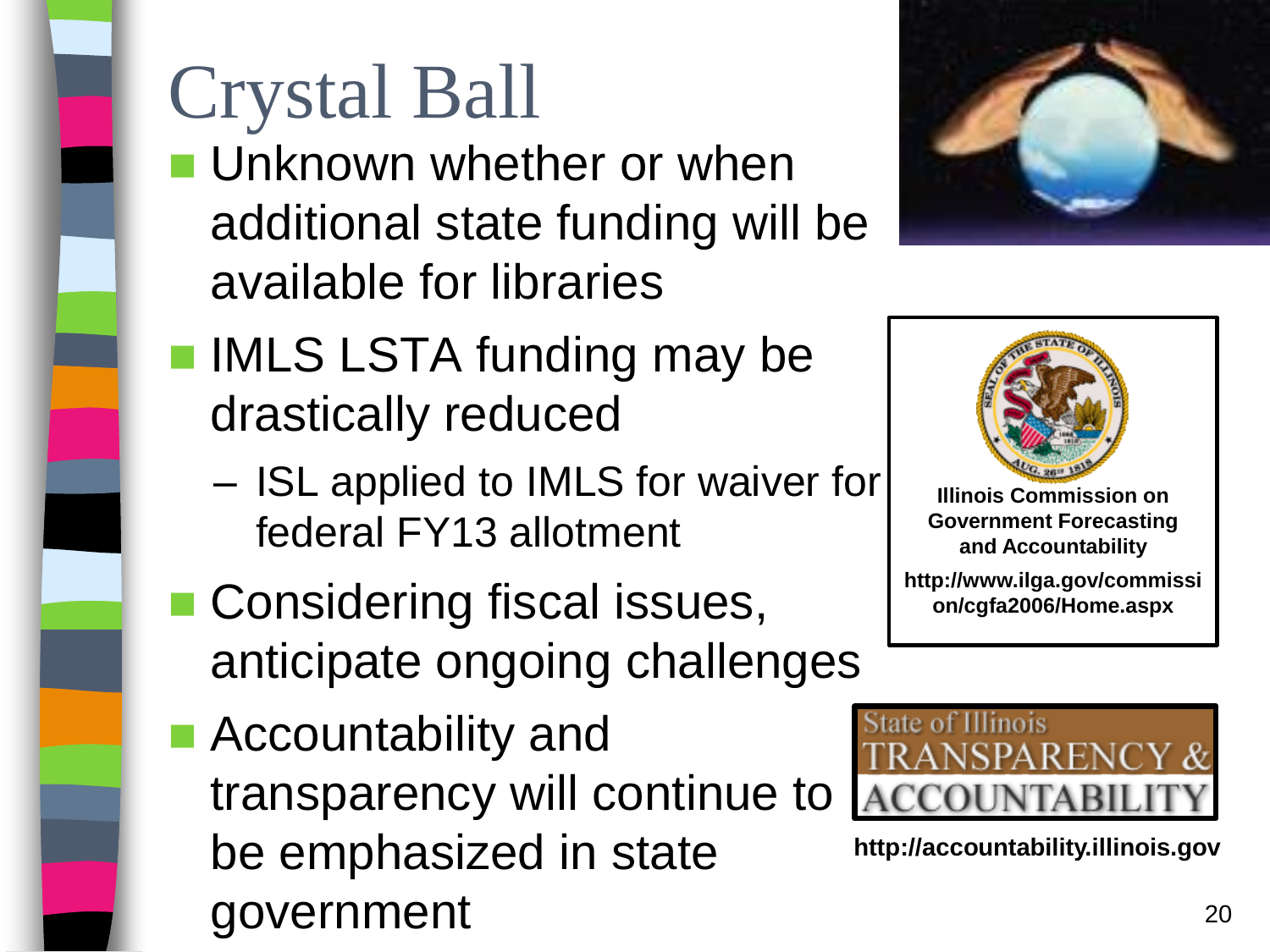# Crystal Ball

- Unknown whether or when additional state funding will be available for libraries
- IMLS LSTA funding may be drastically reduced
  - ISL applied to IMLS for waiver for federal FY13 allotment
- Considering fiscal issues, anticipate ongoing challenges
- Accountability and transparency will continue to be emphasized in state government

**Illinois Commission on Government Forecasting and Accountability**

**http://www.ilga.gov/commission/cgfa2006/Home.aspx**

State of Illinois TRANSPARENCY & ACCOUNTABILITY

**http://accountability.illinois.gov**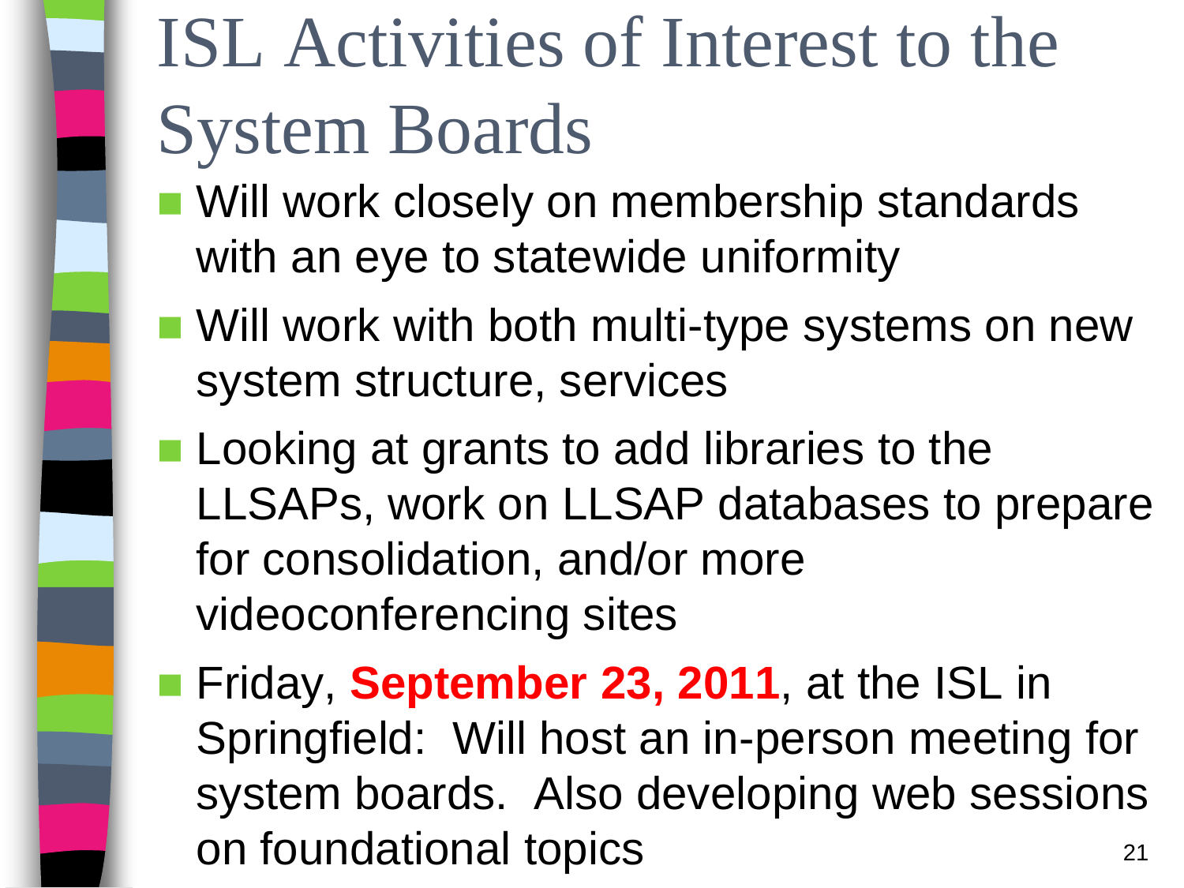# ISL Activities of Interest to the System Boards

- Will work closely on membership standards with an eye to statewide uniformity
- Will work with both multi-type systems on new system structure, services
- Looking at grants to add libraries to the LLSAPs, work on LLSAP databases to prepare for consolidation, and/or more videoconferencing sites
- Friday, **September 23, 2011**, at the ISL in Springfield: Will host an in-person meeting for system boards. Also developing web sessions on foundational topics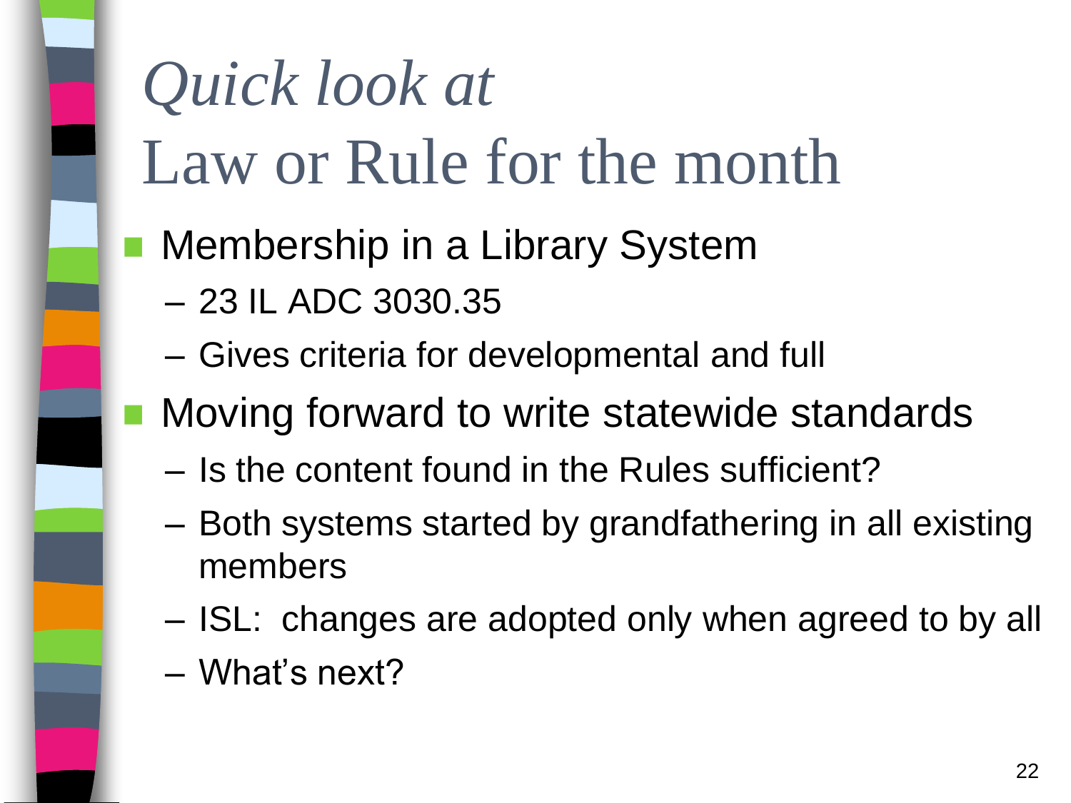# *Quick look at* Law or Rule for the month

- Membership in a Library System
  - 23 IL ADC 3030.35
  - Gives criteria for developmental and full
- Moving forward to write statewide standards
  - Is the content found in the Rules sufficient?
  - Both systems started by grandfathering in all existing members
  - ISL: changes are adopted only when agreed to by all
  - What's next?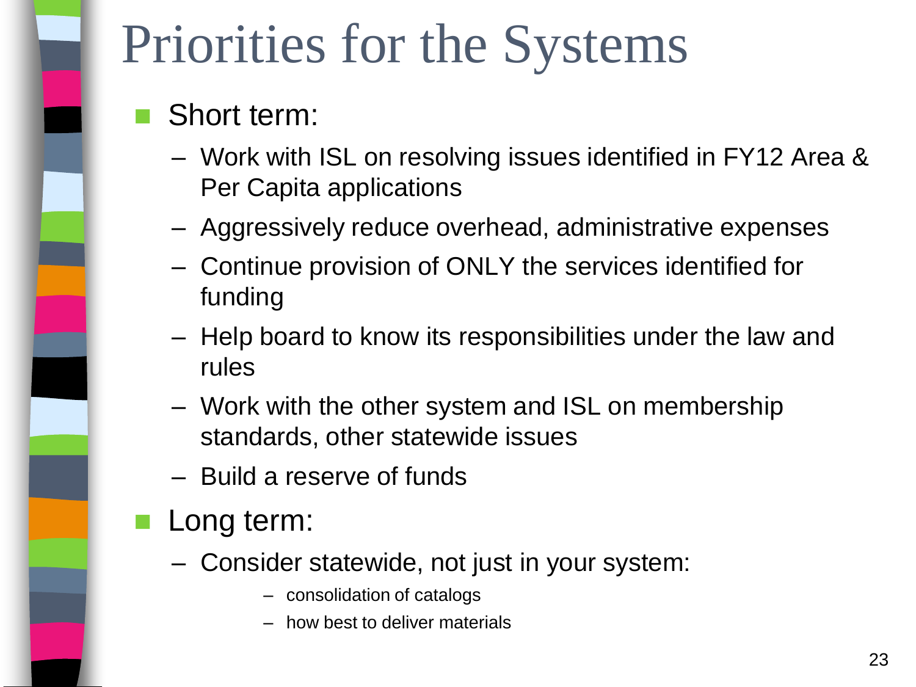# Priorities for the Systems

- Short term:
  - Work with ISL on resolving issues identified in FY12 Area & Per Capita applications
  - Aggressively reduce overhead, administrative expenses
  - Continue provision of ONLY the services identified for funding
  - Help board to know its responsibilities under the law and rules
  - Work with the other system and ISL on membership standards, other statewide issues
  - Build a reserve of funds
- Long term:
  - Consider statewide, not just in your system:
    - consolidation of catalogs
    - how best to deliver materials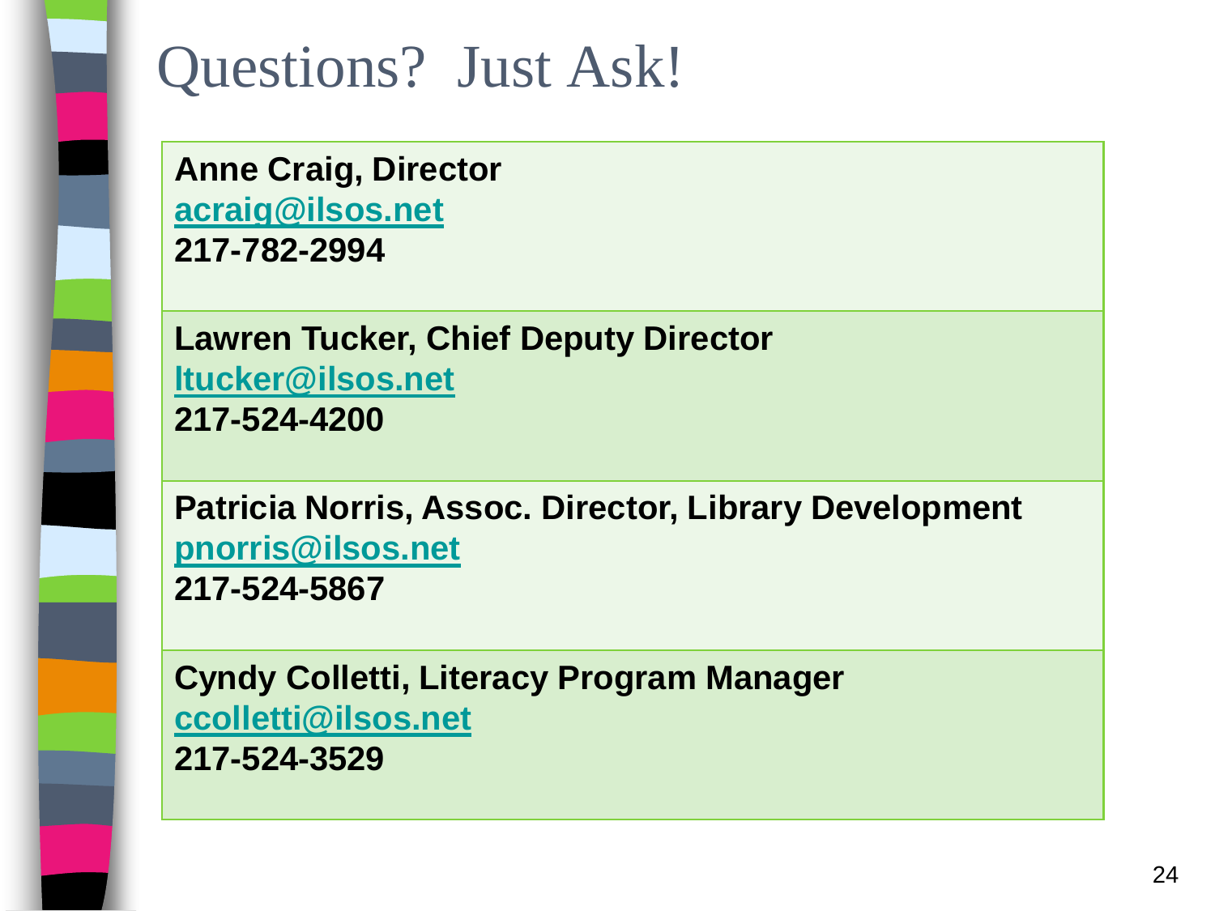# Questions? Just Ask!

**Anne Craig, Director**
**acraig@ilsos.net**
**217-782-2994**

**Lawren Tucker, Chief Deputy Director**
**ltucker@ilsos.net**
**217-524-4200**

**Patricia Norris, Assoc. Director, Library Development**
**pnorris@ilsos.net**
**217-524-5867**

**Cyndy Colletti, Literacy Program Manager**
**ccolletti@ilsos.net**
**217-524-3529**